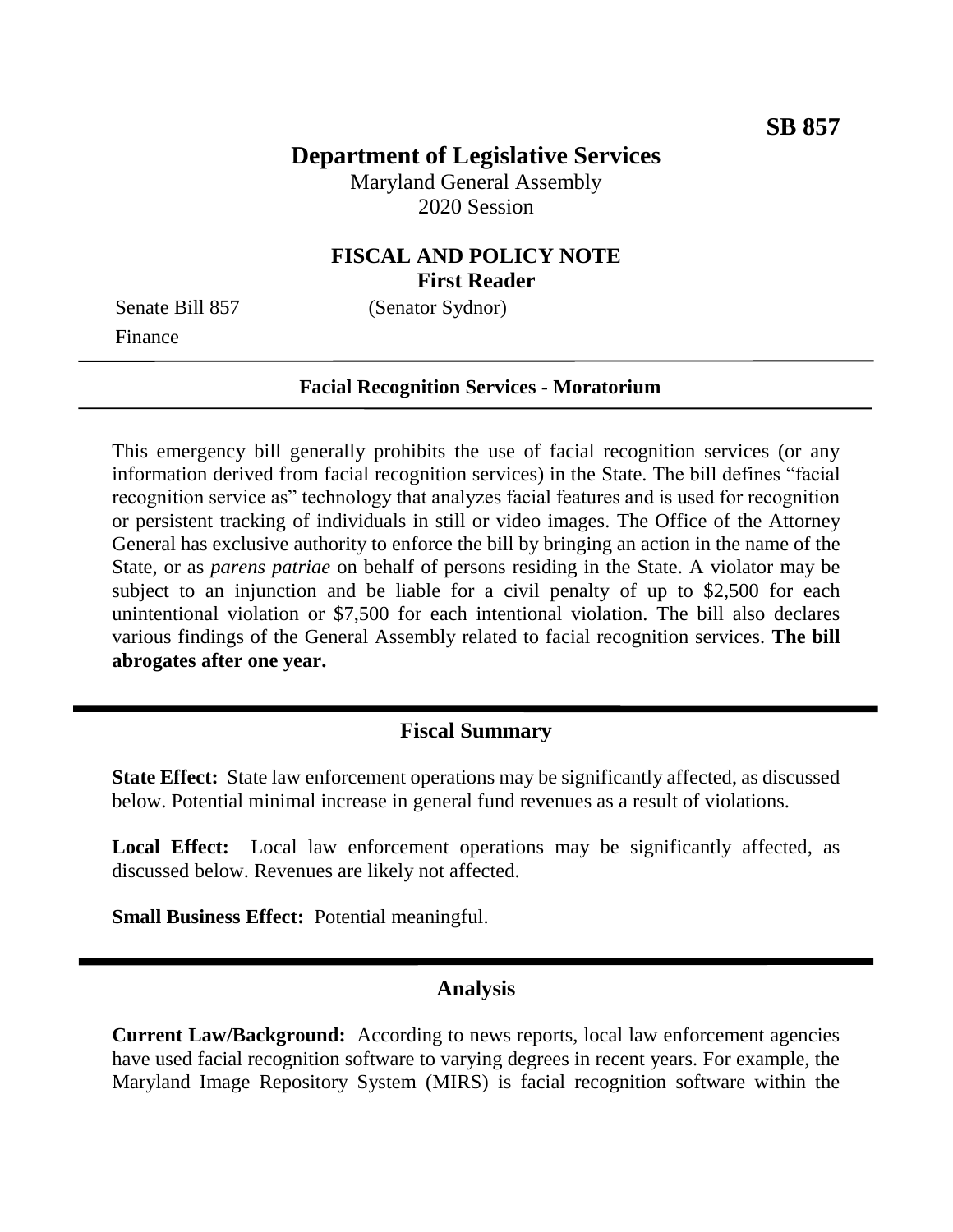**SB 857**

# Department of Legislative Services

Maryland General Assembly
2020 Session

## FISCAL AND POLICY NOTE
**First Reader**

Senate Bill 857 (Senator Sydnor)
Finance

---

**Facial Recognition Services - Moratorium**

---

This emergency bill generally prohibits the use of facial recognition services (or any information derived from facial recognition services) in the State. The bill defines "facial recognition service as" technology that analyzes facial features and is used for recognition or persistent tracking of individuals in still or video images. The Office of the Attorney General has exclusive authority to enforce the bill by bringing an action in the name of the State, or as *parens patriae* on behalf of persons residing in the State. A violator may be subject to an injunction and be liable for a civil penalty of up to $2,500 for each unintentional violation or $7,500 for each intentional violation. The bill also declares various findings of the General Assembly related to facial recognition services. **The bill abrogates after one year.**

## Fiscal Summary

**State Effect:** State law enforcement operations may be significantly affected, as discussed below. Potential minimal increase in general fund revenues as a result of violations.

**Local Effect:** Local law enforcement operations may be significantly affected, as discussed below. Revenues are likely not affected.

**Small Business Effect:** Potential meaningful.

## Analysis

**Current Law/Background:** According to news reports, local law enforcement agencies have used facial recognition software to varying degrees in recent years. For example, the Maryland Image Repository System (MIRS) is facial recognition software within the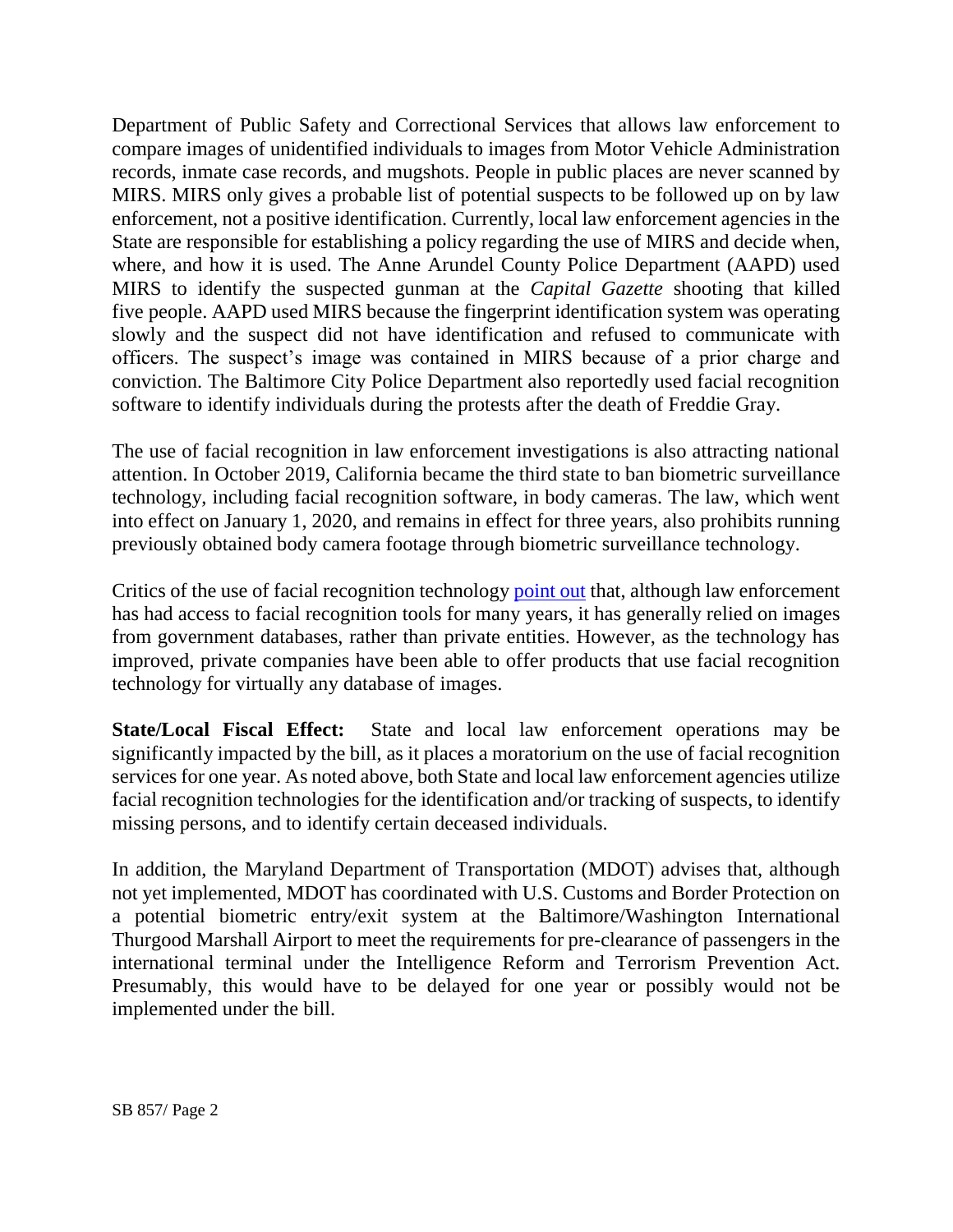Department of Public Safety and Correctional Services that allows law enforcement to compare images of unidentified individuals to images from Motor Vehicle Administration records, inmate case records, and mugshots. People in public places are never scanned by MIRS. MIRS only gives a probable list of potential suspects to be followed up on by law enforcement, not a positive identification. Currently, local law enforcement agencies in the State are responsible for establishing a policy regarding the use of MIRS and decide when, where, and how it is used. The Anne Arundel County Police Department (AAPD) used MIRS to identify the suspected gunman at the *Capital Gazette* shooting that killed five people. AAPD used MIRS because the fingerprint identification system was operating slowly and the suspect did not have identification and refused to communicate with officers. The suspect's image was contained in MIRS because of a prior charge and conviction. The Baltimore City Police Department also reportedly used facial recognition software to identify individuals during the protests after the death of Freddie Gray.

The use of facial recognition in law enforcement investigations is also attracting national attention. In October 2019, California became the third state to ban biometric surveillance technology, including facial recognition software, in body cameras. The law, which went into effect on January 1, 2020, and remains in effect for three years, also prohibits running previously obtained body camera footage through biometric surveillance technology.

Critics of the use of facial recognition technology point out that, although law enforcement has had access to facial recognition tools for many years, it has generally relied on images from government databases, rather than private entities. However, as the technology has improved, private companies have been able to offer products that use facial recognition technology for virtually any database of images.

**State/Local Fiscal Effect:** State and local law enforcement operations may be significantly impacted by the bill, as it places a moratorium on the use of facial recognition services for one year. As noted above, both State and local law enforcement agencies utilize facial recognition technologies for the identification and/or tracking of suspects, to identify missing persons, and to identify certain deceased individuals.

In addition, the Maryland Department of Transportation (MDOT) advises that, although not yet implemented, MDOT has coordinated with U.S. Customs and Border Protection on a potential biometric entry/exit system at the Baltimore/Washington International Thurgood Marshall Airport to meet the requirements for pre-clearance of passengers in the international terminal under the Intelligence Reform and Terrorism Prevention Act. Presumably, this would have to be delayed for one year or possibly would not be implemented under the bill.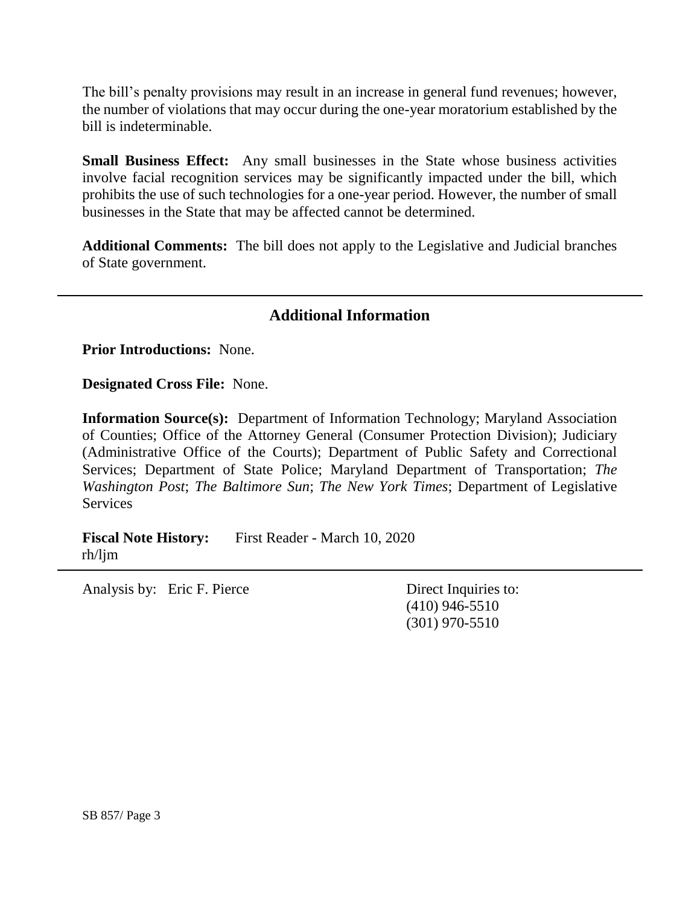The bill's penalty provisions may result in an increase in general fund revenues; however, the number of violations that may occur during the one-year moratorium established by the bill is indeterminable.

**Small Business Effect:** Any small businesses in the State whose business activities involve facial recognition services may be significantly impacted under the bill, which prohibits the use of such technologies for a one-year period. However, the number of small businesses in the State that may be affected cannot be determined.

**Additional Comments:** The bill does not apply to the Legislative and Judicial branches of State government.

## Additional Information

**Prior Introductions:** None.

**Designated Cross File:** None.

**Information Source(s):** Department of Information Technology; Maryland Association of Counties; Office of the Attorney General (Consumer Protection Division); Judiciary (Administrative Office of the Courts); Department of Public Safety and Correctional Services; Department of State Police; Maryland Department of Transportation; *The Washington Post*; *The Baltimore Sun*; *The New York Times*; Department of Legislative Services

**Fiscal Note History:** First Reader - March 10, 2020
rh/ljm

Analysis by: Eric F. Pierce

Direct Inquiries to:
(410) 946-5510
(301) 970-5510